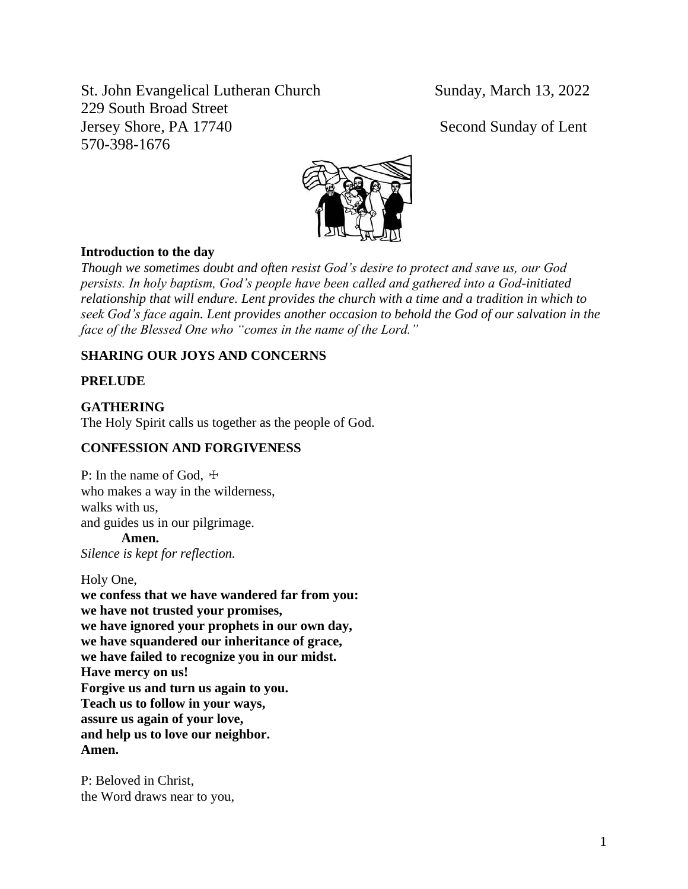St. John Evangelical Lutheran Church
229 South Broad Street
Jersey Shore, PA 17740
570-398-1676

Sunday, March 13, 2022

Second Sunday of Lent

**Introduction to the day**

*Though we sometimes doubt and often resist God's desire to protect and save us, our God persists. In holy baptism, God's people have been called and gathered into a God-initiated relationship that will endure. Lent provides the church with a time and a tradition in which to seek God's face again. Lent provides another occasion to behold the God of our salvation in the face of the Blessed One who "comes in the name of the Lord."*

**SHARING OUR JOYS AND CONCERNS**

**PRELUDE**

**GATHERING**

The Holy Spirit calls us together as the people of God.

**CONFESSION AND FORGIVENESS**

P: In the name of God, ☩
who makes a way in the wilderness,
walks with us,
and guides us in our pilgrimage.

**Amen.**

*Silence is kept for reflection.*

Holy One,
**we confess that we have wandered far from you:**
**we have not trusted your promises,**
**we have ignored your prophets in our own day,**
**we have squandered our inheritance of grace,**
**we have failed to recognize you in our midst.**
**Have mercy on us!**
**Forgive us and turn us again to you.**
**Teach us to follow in your ways,**
**assure us again of your love,**
**and help us to love our neighbor.**
**Amen.**

P: Beloved in Christ,
the Word draws near to you,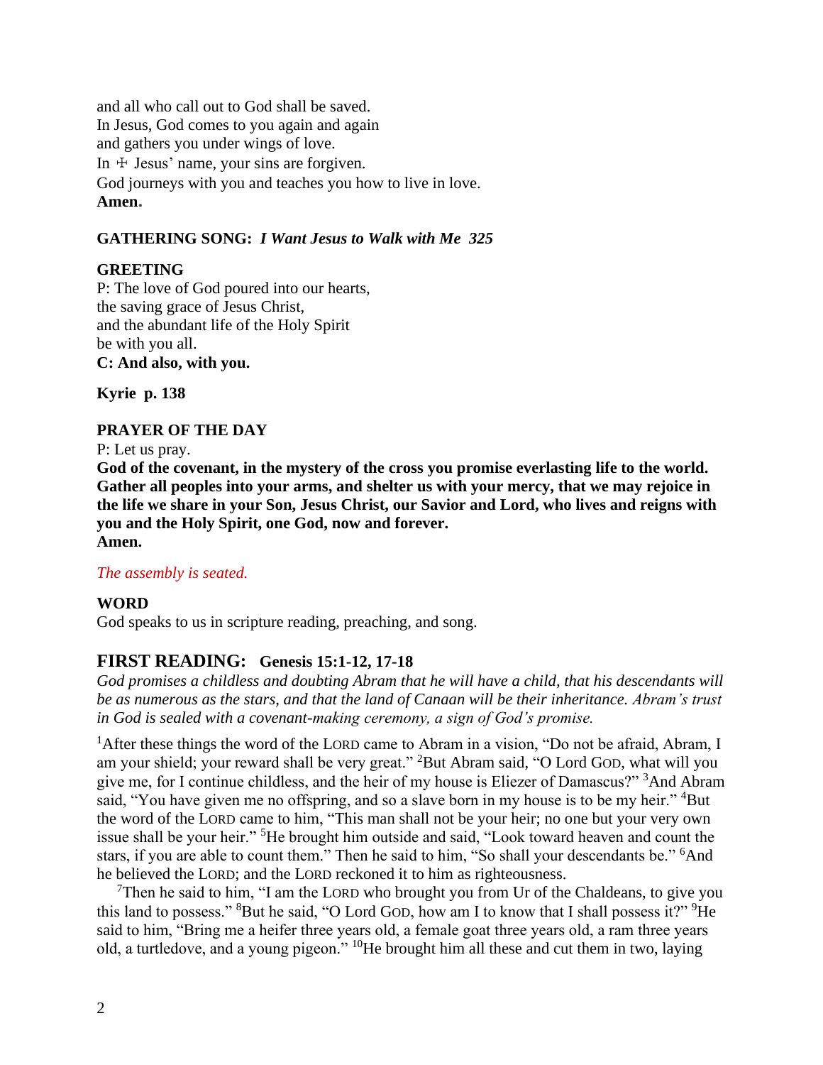and all who call out to God shall be saved.
In Jesus, God comes to you again and again
and gathers you under wings of love.
In ☩ Jesus' name, your sins are forgiven.
God journeys with you and teaches you how to live in love.
**Amen.**

**GATHERING SONG:** ***I Want Jesus to Walk with Me 325***

**GREETING**
P: The love of God poured into our hearts,
the saving grace of Jesus Christ,
and the abundant life of the Holy Spirit
be with you all.
**C: And also, with you.**

**Kyrie p. 138**

**PRAYER OF THE DAY**
P: Let us pray.
**God of the covenant, in the mystery of the cross you promise everlasting life to the world. Gather all peoples into your arms, and shelter us with your mercy, that we may rejoice in the life we share in your Son, Jesus Christ, our Savior and Lord, who lives and reigns with you and the Holy Spirit, one God, now and forever.**
**Amen.**

*The assembly is seated.*

**WORD**
God speaks to us in scripture reading, preaching, and song.

## FIRST READING: Genesis 15:1-12, 17-18

*God promises a childless and doubting Abram that he will have a child, that his descendants will be as numerous as the stars, and that the land of Canaan will be their inheritance. Abram's trust in God is sealed with a covenant-making ceremony, a sign of God's promise.*

[1]After these things the word of the LORD came to Abram in a vision, "Do not be afraid, Abram, I am your shield; your reward shall be very great." [2]But Abram said, "O Lord GOD, what will you give me, for I continue childless, and the heir of my house is Eliezer of Damascus?" [3]And Abram said, "You have given me no offspring, and so a slave born in my house is to be my heir." [4]But the word of the LORD came to him, "This man shall not be your heir; no one but your very own issue shall be your heir." [5]He brought him outside and said, "Look toward heaven and count the stars, if you are able to count them." Then he said to him, "So shall your descendants be." [6]And he believed the LORD; and the LORD reckoned it to him as righteousness.

[7]Then he said to him, "I am the LORD who brought you from Ur of the Chaldeans, to give you this land to possess." [8]But he said, "O Lord GOD, how am I to know that I shall possess it?" [9]He said to him, "Bring me a heifer three years old, a female goat three years old, a ram three years old, a turtledove, and a young pigeon." [10]He brought him all these and cut them in two, laying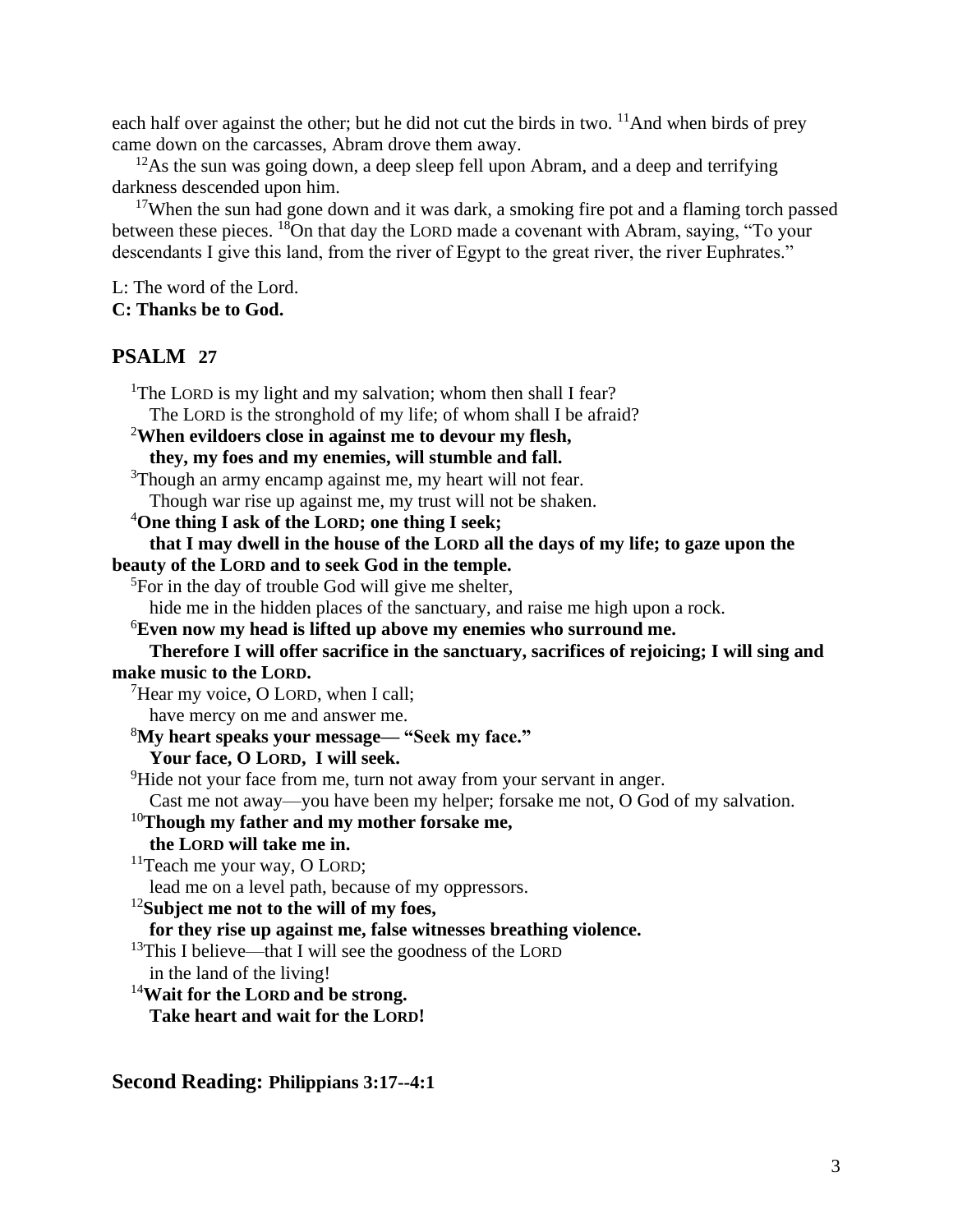each half over against the other; but he did not cut the birds in two. [11]And when birds of prey came down on the carcasses, Abram drove them away.

[12]As the sun was going down, a deep sleep fell upon Abram, and a deep and terrifying darkness descended upon him.

[17]When the sun had gone down and it was dark, a smoking fire pot and a flaming torch passed between these pieces. [18]On that day the LORD made a covenant with Abram, saying, "To your descendants I give this land, from the river of Egypt to the great river, the river Euphrates."

L: The word of the Lord.
**C: Thanks be to God.**

## PSALM 27

[1]The LORD is my light and my salvation; whom then shall I fear?
The LORD is the stronghold of my life; of whom shall I be afraid?
**[2]When evildoers close in against me to devour my flesh,**
**they, my foes and my enemies, will stumble and fall.**
[3]Though an army encamp against me, my heart will not fear.
Though war rise up against me, my trust will not be shaken.
**[4]One thing I ask of the LORD; one thing I seek;**
**that I may dwell in the house of the LORD all the days of my life; to gaze upon the beauty of the LORD and to seek God in the temple.**
[5]For in the day of trouble God will give me shelter,
hide me in the hidden places of the sanctuary, and raise me high upon a rock.
**[6]Even now my head is lifted up above my enemies who surround me.**
**Therefore I will offer sacrifice in the sanctuary, sacrifices of rejoicing; I will sing and make music to the LORD.**
[7]Hear my voice, O LORD, when I call;
have mercy on me and answer me.
**[8]My heart speaks your message— "Seek my face."**
**Your face, O LORD, I will seek.**
[9]Hide not your face from me, turn not away from your servant in anger.
Cast me not away—you have been my helper; forsake me not, O God of my salvation.
**[10]Though my father and my mother forsake me,**
**the LORD will take me in.**
[11]Teach me your way, O LORD;
lead me on a level path, because of my oppressors.
**[12]Subject me not to the will of my foes,**
**for they rise up against me, false witnesses breathing violence.**
[13]This I believe—that I will see the goodness of the LORD
in the land of the living!
**[14]Wait for the LORD and be strong.**
**Take heart and wait for the LORD!**

## Second Reading: Philippians 3:17--4:1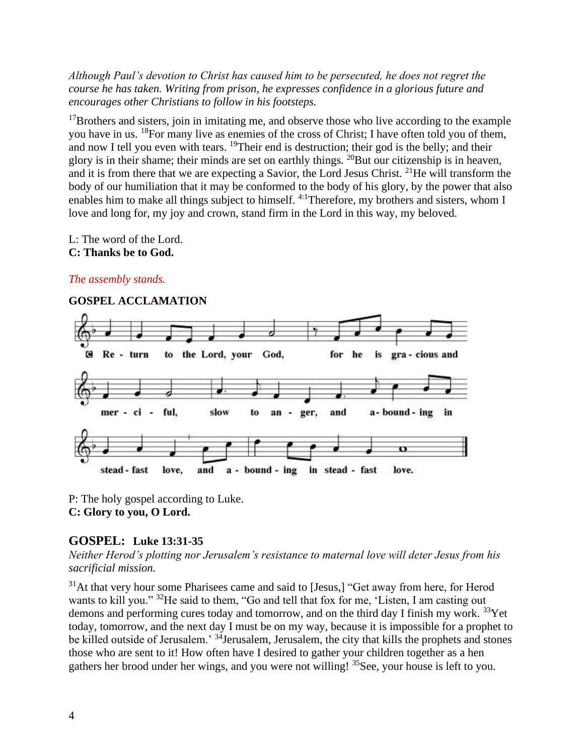*Although Paul's devotion to Christ has caused him to be persecuted, he does not regret the course he has taken. Writing from prison, he expresses confidence in a glorious future and encourages other Christians to follow in his footsteps.*

[17]Brothers and sisters, join in imitating me, and observe those who live according to the example you have in us. [18]For many live as enemies of the cross of Christ; I have often told you of them, and now I tell you even with tears. [19]Their end is destruction; their god is the belly; and their glory is in their shame; their minds are set on earthly things. [20]But our citizenship is in heaven, and it is from there that we are expecting a Savior, the Lord Jesus Christ. [21]He will transform the body of our humiliation that it may be conformed to the body of his glory, by the power that also enables him to make all things subject to himself. [4:1]Therefore, my brothers and sisters, whom I love and long for, my joy and crown, stand firm in the Lord in this way, my beloved.

L: The word of the Lord.
**C: Thanks be to God.**

*The assembly stands.*

**GOSPEL ACCLAMATION**

C Return to the Lord, your God, for he is gracious and merciful, slow to anger, and abounding in steadfast love, and abounding in steadfast love.

P: The holy gospel according to Luke.
**C: Glory to you, O Lord.**

## GOSPEL: Luke 13:31-35

*Neither Herod's plotting nor Jerusalem's resistance to maternal love will deter Jesus from his sacrificial mission.*

[31]At that very hour some Pharisees came and said to [Jesus,] "Get away from here, for Herod wants to kill you." [32]He said to them, "Go and tell that fox for me, 'Listen, I am casting out demons and performing cures today and tomorrow, and on the third day I finish my work. [33]Yet today, tomorrow, and the next day I must be on my way, because it is impossible for a prophet to be killed outside of Jerusalem.' [34]Jerusalem, Jerusalem, the city that kills the prophets and stones those who are sent to it! How often have I desired to gather your children together as a hen gathers her brood under her wings, and you were not willing! [35]See, your house is left to you.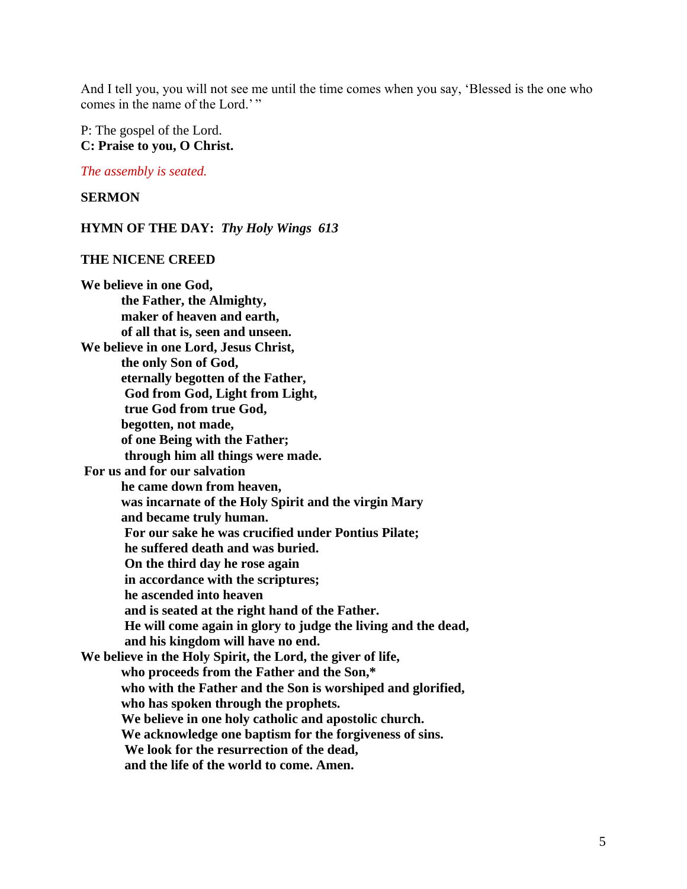And I tell you, you will not see me until the time comes when you say, 'Blessed is the one who comes in the name of the Lord.' "

P: The gospel of the Lord.  
**C: Praise to you, O Christ.**

*The assembly is seated.*

**SERMON**

**HYMN OF THE DAY:** ***Thy Holy Wings 613***

**THE NICENE CREED**

**We believe in one God,**  
**the Father, the Almighty,**  
**maker of heaven and earth,**  
**of all that is, seen and unseen.**  
**We believe in one Lord, Jesus Christ,**  
**the only Son of God,**  
**eternally begotten of the Father,**  
**God from God, Light from Light,**  
**true God from true God,**  
**begotten, not made,**  
**of one Being with the Father;**  
**through him all things were made.**  
**For us and for our salvation**  
**he came down from heaven,**  
**was incarnate of the Holy Spirit and the virgin Mary**  
**and became truly human.**  
**For our sake he was crucified under Pontius Pilate;**  
**he suffered death and was buried.**  
**On the third day he rose again**  
**in accordance with the scriptures;**  
**he ascended into heaven**  
**and is seated at the right hand of the Father.**  
**He will come again in glory to judge the living and the dead,**  
**and his kingdom will have no end.**  
**We believe in the Holy Spirit, the Lord, the giver of life,**  
**who proceeds from the Father and the Son,***  
**who with the Father and the Son is worshiped and glorified,**  
**who has spoken through the prophets.**  
**We believe in one holy catholic and apostolic church.**  
**We acknowledge one baptism for the forgiveness of sins.**  
**We look for the resurrection of the dead,**  
**and the life of the world to come. Amen.**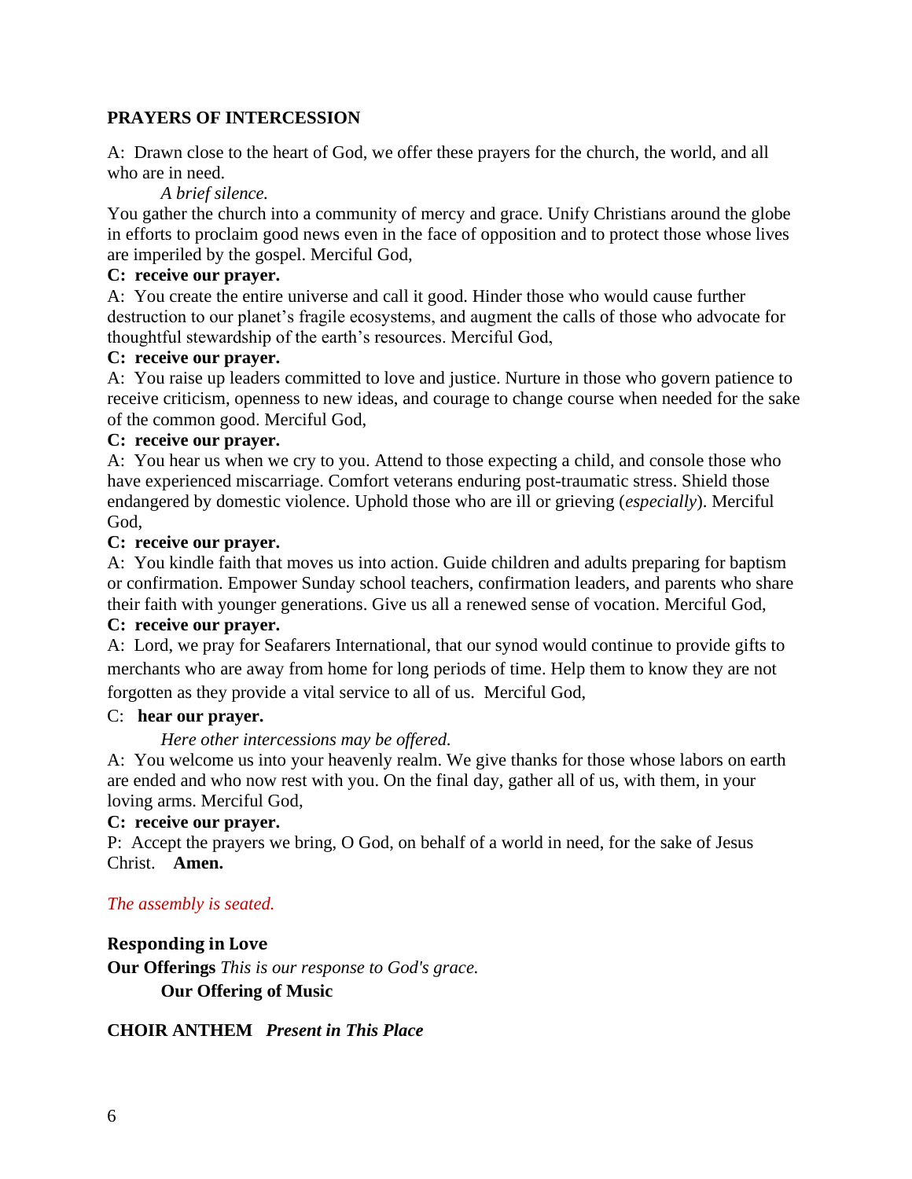**PRAYERS OF INTERCESSION**

A: Drawn close to the heart of God, we offer these prayers for the church, the world, and all who are in need.

*A brief silence.*

You gather the church into a community of mercy and grace. Unify Christians around the globe in efforts to proclaim good news even in the face of opposition and to protect those whose lives are imperiled by the gospel. Merciful God,

**C: receive our prayer.**

A: You create the entire universe and call it good. Hinder those who would cause further destruction to our planet's fragile ecosystems, and augment the calls of those who advocate for thoughtful stewardship of the earth's resources. Merciful God,

**C: receive our prayer.**

A: You raise up leaders committed to love and justice. Nurture in those who govern patience to receive criticism, openness to new ideas, and courage to change course when needed for the sake of the common good. Merciful God,

**C: receive our prayer.**

A: You hear us when we cry to you. Attend to those expecting a child, and console those who have experienced miscarriage. Comfort veterans enduring post-traumatic stress. Shield those endangered by domestic violence. Uphold those who are ill or grieving (*especially*). Merciful God,

**C: receive our prayer.**

A: You kindle faith that moves us into action. Guide children and adults preparing for baptism or confirmation. Empower Sunday school teachers, confirmation leaders, and parents who share their faith with younger generations. Give us all a renewed sense of vocation. Merciful God,

**C: receive our prayer.**

A: Lord, we pray for Seafarers International, that our synod would continue to provide gifts to merchants who are away from home for long periods of time. Help them to know they are not forgotten as they provide a vital service to all of us. Merciful God,

C: **hear our prayer.**

*Here other intercessions may be offered.*

A: You welcome us into your heavenly realm. We give thanks for those whose labors on earth are ended and who now rest with you. On the final day, gather all of us, with them, in your loving arms. Merciful God,

**C: receive our prayer.**

P: Accept the prayers we bring, O God, on behalf of a world in need, for the sake of Jesus Christ. **Amen.**

*The assembly is seated.*

**Responding in Love**

**Our Offerings** *This is our response to God's grace.*

**Our Offering of Music**

**CHOIR ANTHEM** ***Present in This Place***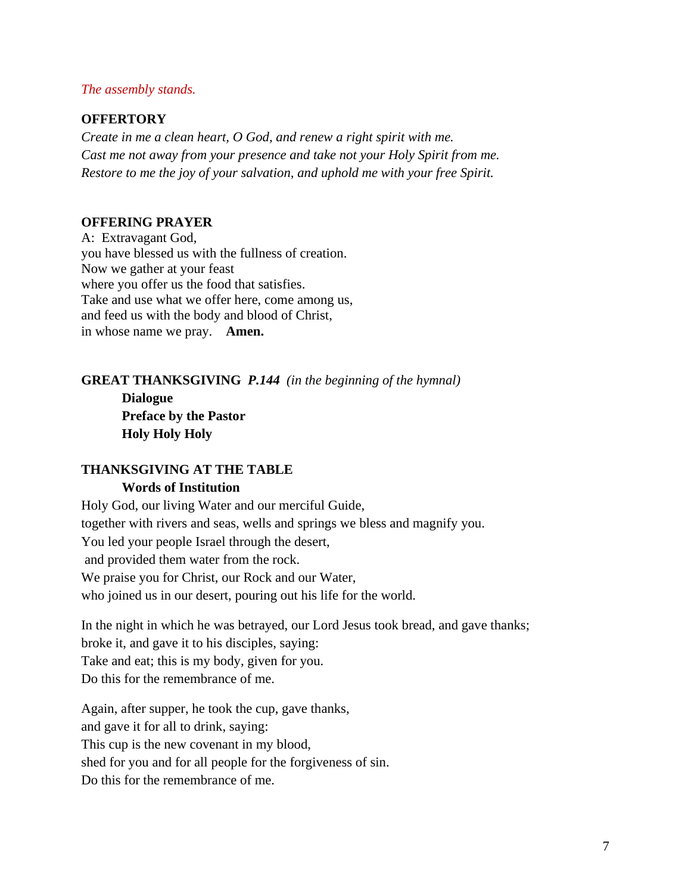*The assembly stands.*

**OFFERTORY**

*Create in me a clean heart, O God, and renew a right spirit with me.*
*Cast me not away from your presence and take not your Holy Spirit from me.*
*Restore to me the joy of your salvation, and uphold me with your free Spirit.*

**OFFERING PRAYER**

A: Extravagant God,
you have blessed us with the fullness of creation.
Now we gather at your feast
where you offer us the food that satisfies.
Take and use what we offer here, come among us,
and feed us with the body and blood of Christ,
in whose name we pray. **Amen.**

**GREAT THANKSGIVING** ***P.144*** *(in the beginning of the hymnal)*

**Dialogue**
**Preface by the Pastor**
**Holy Holy Holy**

**THANKSGIVING AT THE TABLE**

**Words of Institution**

Holy God, our living Water and our merciful Guide,
together with rivers and seas, wells and springs we bless and magnify you.
You led your people Israel through the desert,
and provided them water from the rock.
We praise you for Christ, our Rock and our Water,
who joined us in our desert, pouring out his life for the world.

In the night in which he was betrayed, our Lord Jesus took bread, and gave thanks;
broke it, and gave it to his disciples, saying:
Take and eat; this is my body, given for you.
Do this for the remembrance of me.

Again, after supper, he took the cup, gave thanks,
and gave it for all to drink, saying:
This cup is the new covenant in my blood,
shed for you and for all people for the forgiveness of sin.
Do this for the remembrance of me.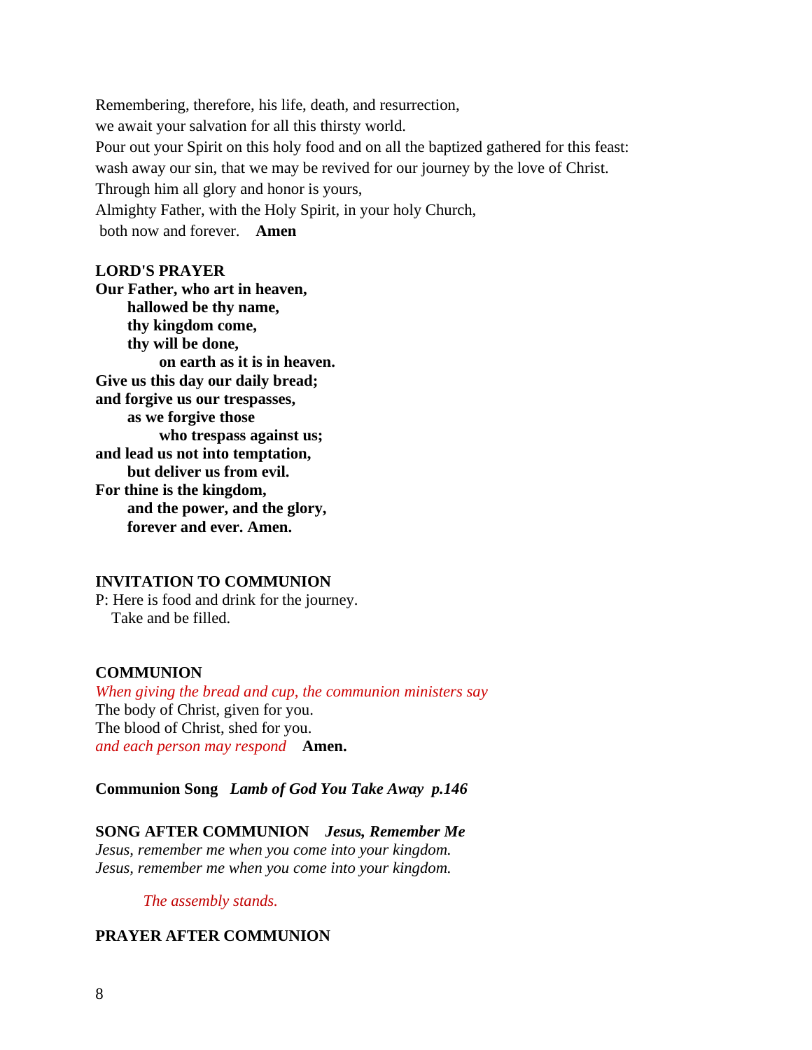Remembering, therefore, his life, death, and resurrection,
we await your salvation for all this thirsty world.
Pour out your Spirit on this holy food and on all the baptized gathered for this feast:
wash away our sin, that we may be revived for our journey by the love of Christ.
Through him all glory and honor is yours,
Almighty Father, with the Holy Spirit, in your holy Church,
both now and forever. **Amen**

**LORD'S PRAYER**

**Our Father, who art in heaven,**
**hallowed be thy name,**
**thy kingdom come,**
**thy will be done,**
**on earth as it is in heaven.**
**Give us this day our daily bread;**
**and forgive us our trespasses,**
**as we forgive those**
**who trespass against us;**
**and lead us not into temptation,**
**but deliver us from evil.**
**For thine is the kingdom,**
**and the power, and the glory,**
**forever and ever. Amen.**

**INVITATION TO COMMUNION**

P: Here is food and drink for the journey.
Take and be filled.

**COMMUNION**

*When giving the bread and cup, the communion ministers say*
The body of Christ, given for you.
The blood of Christ, shed for you.
*and each person may respond* **Amen.**

**Communion Song** ***Lamb of God You Take Away p.146***

**SONG AFTER COMMUNION** ***Jesus, Remember Me***

*Jesus, remember me when you come into your kingdom.*
*Jesus, remember me when you come into your kingdom.*

*The assembly stands.*

**PRAYER AFTER COMMUNION**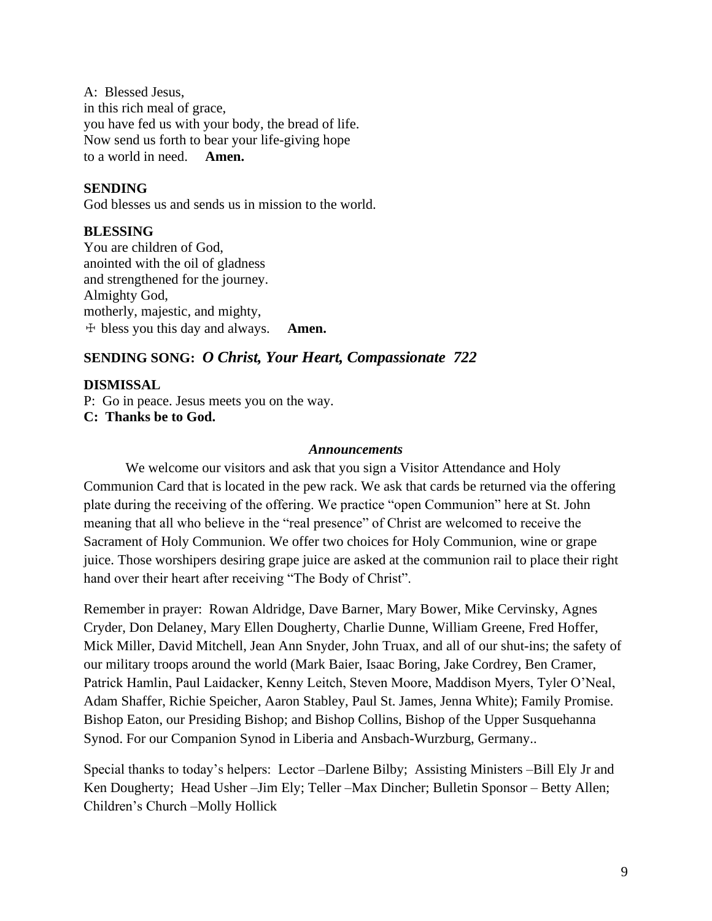A: Blessed Jesus,
in this rich meal of grace,
you have fed us with your body, the bread of life.
Now send us forth to bear your life-giving hope
to a world in need. **Amen.**

**SENDING**

God blesses us and sends us in mission to the world.

**BLESSING**

You are children of God,
anointed with the oil of gladness
and strengthened for the journey.
Almighty God,
motherly, majestic, and mighty,
☩ bless you this day and always. **Amen.**

**SENDING SONG:** ***O Christ, Your Heart, Compassionate 722***

**DISMISSAL**

P: Go in peace. Jesus meets you on the way.
**C: Thanks be to God.**

***Announcements***

We welcome our visitors and ask that you sign a Visitor Attendance and Holy Communion Card that is located in the pew rack. We ask that cards be returned via the offering plate during the receiving of the offering. We practice "open Communion" here at St. John meaning that all who believe in the "real presence" of Christ are welcomed to receive the Sacrament of Holy Communion. We offer two choices for Holy Communion, wine or grape juice. Those worshipers desiring grape juice are asked at the communion rail to place their right hand over their heart after receiving "The Body of Christ".

Remember in prayer: Rowan Aldridge, Dave Barner, Mary Bower, Mike Cervinsky, Agnes Cryder, Don Delaney, Mary Ellen Dougherty, Charlie Dunne, William Greene, Fred Hoffer, Mick Miller, David Mitchell, Jean Ann Snyder, John Truax, and all of our shut-ins; the safety of our military troops around the world (Mark Baier, Isaac Boring, Jake Cordrey, Ben Cramer, Patrick Hamlin, Paul Laidacker, Kenny Leitch, Steven Moore, Maddison Myers, Tyler O'Neal, Adam Shaffer, Richie Speicher, Aaron Stabley, Paul St. James, Jenna White); Family Promise. Bishop Eaton, our Presiding Bishop; and Bishop Collins, Bishop of the Upper Susquehanna Synod. For our Companion Synod in Liberia and Ansbach-Wurzburg, Germany..

Special thanks to today's helpers: Lector –Darlene Bilby; Assisting Ministers –Bill Ely Jr and Ken Dougherty; Head Usher –Jim Ely; Teller –Max Dincher; Bulletin Sponsor – Betty Allen; Children's Church –Molly Hollick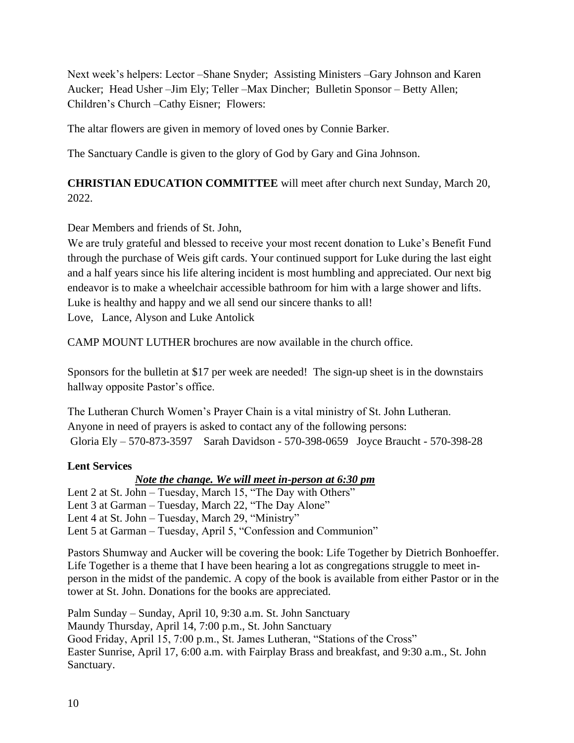Next week's helpers: Lector –Shane Snyder; Assisting Ministers –Gary Johnson and Karen Aucker; Head Usher –Jim Ely; Teller –Max Dincher; Bulletin Sponsor – Betty Allen; Children's Church –Cathy Eisner; Flowers:

The altar flowers are given in memory of loved ones by Connie Barker.

The Sanctuary Candle is given to the glory of God by Gary and Gina Johnson.

**CHRISTIAN EDUCATION COMMITTEE** will meet after church next Sunday, March 20, 2022.

Dear Members and friends of St. John,
We are truly grateful and blessed to receive your most recent donation to Luke's Benefit Fund through the purchase of Weis gift cards. Your continued support for Luke during the last eight and a half years since his life altering incident is most humbling and appreciated. Our next big endeavor is to make a wheelchair accessible bathroom for him with a large shower and lifts. Luke is healthy and happy and we all send our sincere thanks to all!
Love, Lance, Alyson and Luke Antolick

CAMP MOUNT LUTHER brochures are now available in the church office.

Sponsors for the bulletin at $17 per week are needed! The sign-up sheet is in the downstairs hallway opposite Pastor's office.

The Lutheran Church Women's Prayer Chain is a vital ministry of St. John Lutheran. Anyone in need of prayers is asked to contact any of the following persons:
Gloria Ely – 570-873-3597 Sarah Davidson - 570-398-0659 Joyce Braucht - 570-398-28

**Lent Services**

***Note the change. We will meet in-person at 6:30 pm***

Lent 2 at St. John – Tuesday, March 15, "The Day with Others"
Lent 3 at Garman – Tuesday, March 22, "The Day Alone"
Lent 4 at St. John – Tuesday, March 29, "Ministry"
Lent 5 at Garman – Tuesday, April 5, "Confession and Communion"

Pastors Shumway and Aucker will be covering the book: Life Together by Dietrich Bonhoeffer. Life Together is a theme that I have been hearing a lot as congregations struggle to meet in-person in the midst of the pandemic. A copy of the book is available from either Pastor or in the tower at St. John. Donations for the books are appreciated.

Palm Sunday – Sunday, April 10, 9:30 a.m. St. John Sanctuary
Maundy Thursday, April 14, 7:00 p.m., St. John Sanctuary
Good Friday, April 15, 7:00 p.m., St. James Lutheran, "Stations of the Cross"
Easter Sunrise, April 17, 6:00 a.m. with Fairplay Brass and breakfast, and 9:30 a.m., St. John Sanctuary.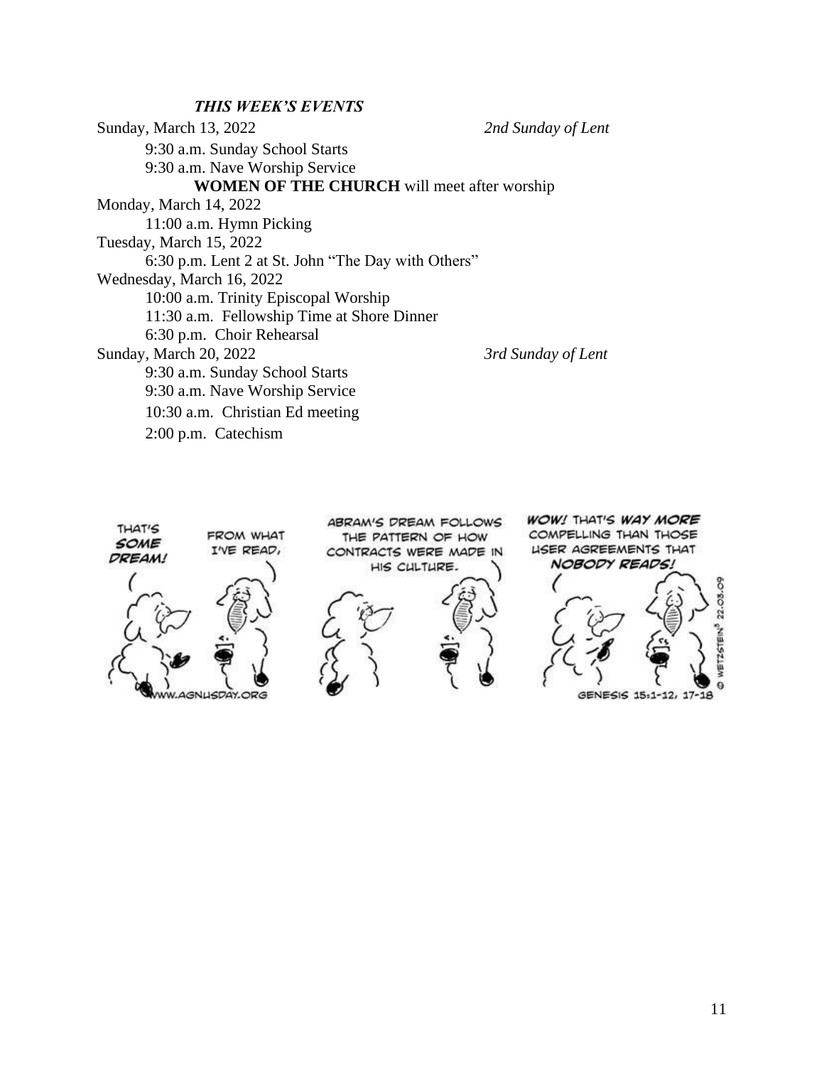### *THIS WEEK'S EVENTS*

Sunday, March 13, 2022 — *2nd Sunday of Lent*

- 9:30 a.m. Sunday School Starts
- 9:30 a.m. Nave Worship Service
- **WOMEN OF THE CHURCH** will meet after worship

Monday, March 14, 2022

- 11:00 a.m. Hymn Picking

Tuesday, March 15, 2022

- 6:30 p.m. Lent 2 at St. John "The Day with Others"

Wednesday, March 16, 2022

- 10:00 a.m. Trinity Episcopal Worship
- 11:30 a.m. Fellowship Time at Shore Dinner
- 6:30 p.m. Choir Rehearsal

Sunday, March 20, 2022 — *3rd Sunday of Lent*

- 9:30 a.m. Sunday School Starts
- 9:30 a.m. Nave Worship Service
- 10:30 a.m. Christian Ed meeting
- 2:00 p.m. Catechism

THAT'S SOME DREAM!

FROM WHAT I'VE READ,

ABRAM'S DREAM FOLLOWS THE PATTERN OF HOW CONTRACTS WERE MADE IN HIS CULTURE.

WOW! THAT'S WAY MORE COMPELLING THAN THOSE USER AGREEMENTS THAT NOBODY READS!

WWW.AGNUSDAY.ORG

GENESIS 15:1-12, 17-18

© WETZSTEIN 22.03.09